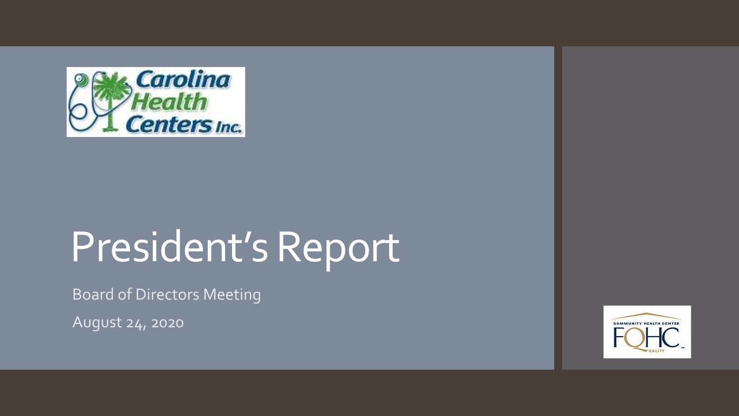Carolina Health Centers Inc.

# President's Report

Board of Directors Meeting

August 24, 2020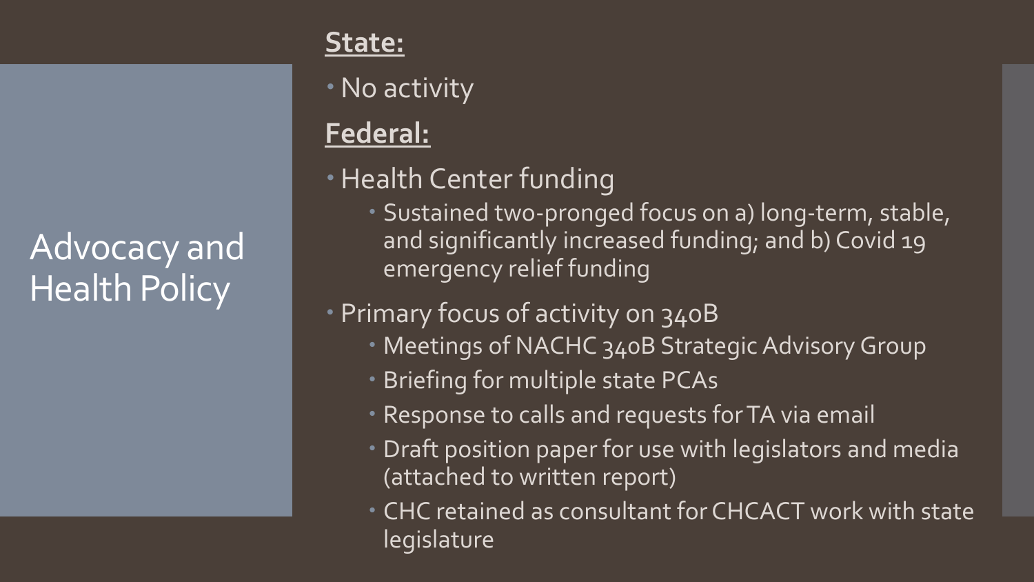# Advocacy and Health Policy

**State:**

- No activity

**Federal:**

- Health Center funding
  - Sustained two-pronged focus on a) long-term, stable, and significantly increased funding; and b) Covid 19 emergency relief funding
- Primary focus of activity on 340B
  - Meetings of NACHC 340B Strategic Advisory Group
  - Briefing for multiple state PCAs
  - Response to calls and requests for TA via email
  - Draft position paper for use with legislators and media (attached to written report)
  - CHC retained as consultant for CHCACT work with state legislature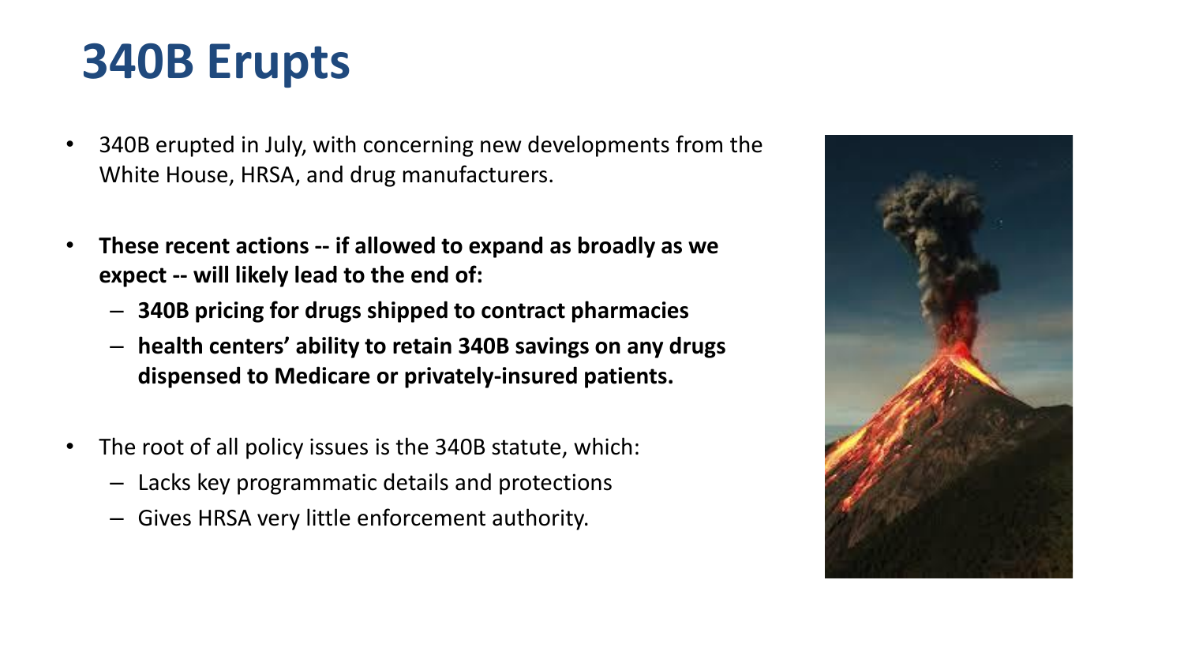# 340B Erupts

- 340B erupted in July, with concerning new developments from the White House, HRSA, and drug manufacturers.

- **These recent actions -- if allowed to expand as broadly as we expect -- will likely lead to the end of:**
  - **340B pricing for drugs shipped to contract pharmacies**
  - **health centers' ability to retain 340B savings on any drugs dispensed to Medicare or privately-insured patients.**

- The root of all policy issues is the 340B statute, which:
  - Lacks key programmatic details and protections
  - Gives HRSA very little enforcement authority.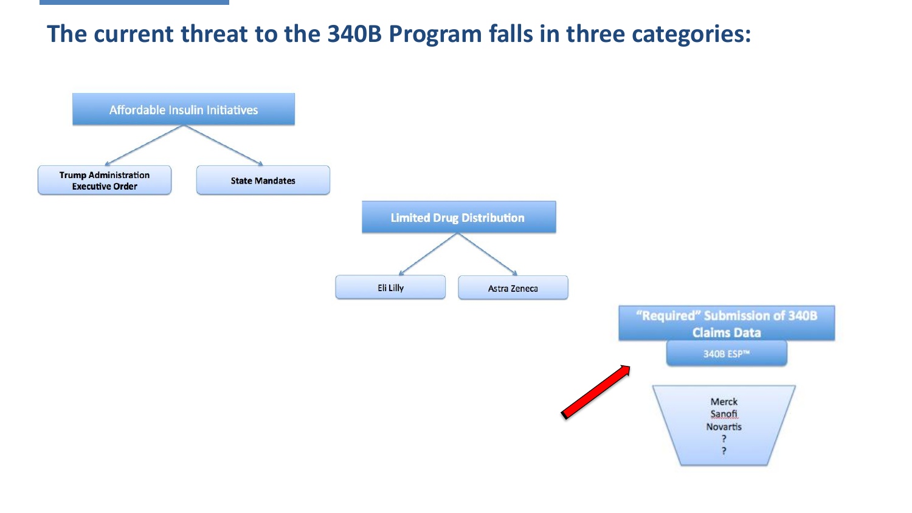## The current threat to the 340B Program falls in three categories:

- **Affordable Insulin Initiatives**
  - Trump Administration Executive Order
  - State Mandates
- **Limited Drug Distribution**
  - Eli Lilly
  - Astra Zeneca
- **"Required" Submission of 340B Claims Data**
  - 340B ESP™
    - Merck
    - Sanofi
    - Novartis
    - ?
    - ?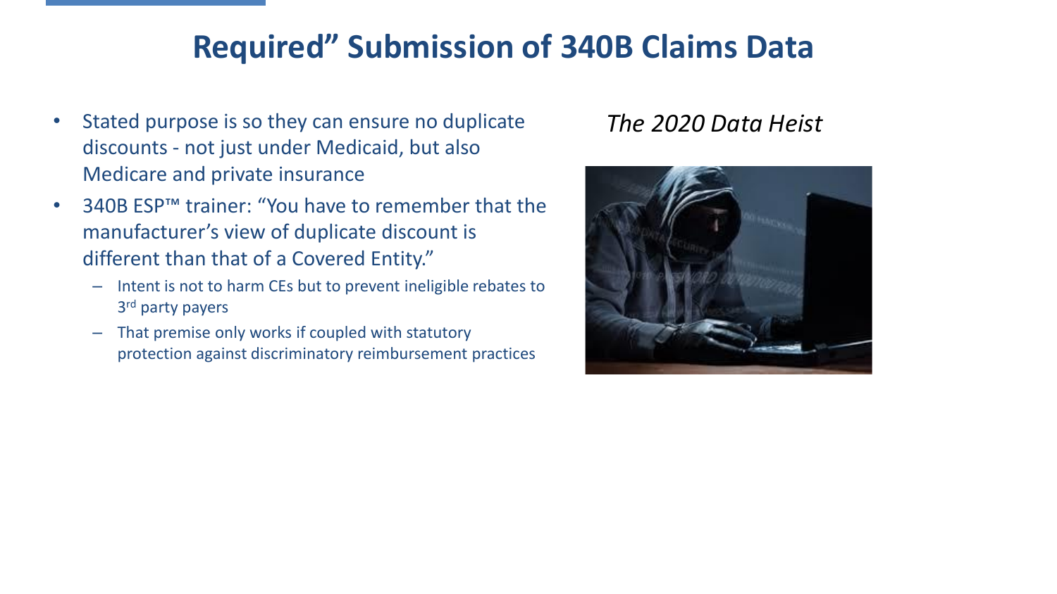# Required" Submission of 340B Claims Data

- Stated purpose is so they can ensure no duplicate discounts - not just under Medicaid, but also Medicare and private insurance
- 340B ESP™ trainer: "You have to remember that the manufacturer's view of duplicate discount is different than that of a Covered Entity."
  - Intent is not to harm CEs but to prevent ineligible rebates to 3rd party payers
  - That premise only works if coupled with statutory protection against discriminatory reimbursement practices

*The 2020 Data Heist*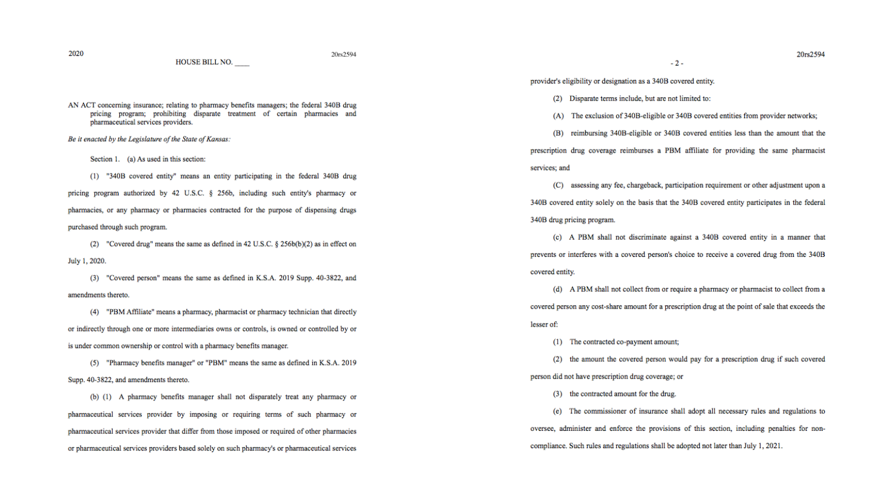2020

HOUSE BILL NO. ____

AN ACT concerning insurance; relating to pharmacy benefits managers; the federal 340B drug pricing program; prohibiting disparate treatment of certain pharmacies and pharmaceutical services providers.

*Be it enacted by the Legislature of the State of Kansas:*

Section 1. (a) As used in this section:

(1) "340B covered entity" means an entity participating in the federal 340B drug pricing program authorized by 42 U.S.C. § 256b, including such entity's pharmacy or pharmacies, or any pharmacy or pharmacies contracted for the purpose of dispensing drugs purchased through such program.

(2) "Covered drug" means the same as defined in 42 U.S.C. § 256b(b)(2) as in effect on July 1, 2020.

(3) "Covered person" means the same as defined in K.S.A. 2019 Supp. 40-3822, and amendments thereto.

(4) "PBM Affiliate" means a pharmacy, pharmacist or pharmacy technician that directly or indirectly through one or more intermediaries owns or controls, is owned or controlled by or is under common ownership or control with a pharmacy benefits manager.

(5) "Pharmacy benefits manager" or "PBM" means the same as defined in K.S.A. 2019 Supp. 40-3822, and amendments thereto.

(b) (1) A pharmacy benefits manager shall not disparately treat any pharmacy or pharmaceutical services provider by imposing or requiring terms of such pharmacy or pharmaceutical services provider that differ from those imposed or required of other pharmacies or pharmaceutical services providers based solely on such pharmacy's or pharmaceutical services provider's eligibility or designation as a 340B covered entity.

(2) Disparate terms include, but are not limited to:

(A) The exclusion of 340B-eligible or 340B covered entities from provider networks;

(B) reimbursing 340B-eligible or 340B covered entities less than the amount that the prescription drug coverage reimburses a PBM affiliate for providing the same pharmacist services; and

(C) assessing any fee, chargeback, participation requirement or other adjustment upon a 340B covered entity solely on the basis that the 340B covered entity participates in the federal 340B drug pricing program.

(c) A PBM shall not discriminate against a 340B covered entity in a manner that prevents or interferes with a covered person's choice to receive a covered drug from the 340B covered entity.

(d) A PBM shall not collect from or require a pharmacy or pharmacist to collect from a covered person any cost-share amount for a prescription drug at the point of sale that exceeds the lesser of:

(1) The contracted co-payment amount;

(2) the amount the covered person would pay for a prescription drug if such covered person did not have prescription drug coverage; or

(3) the contracted amount for the drug.

(e) The commissioner of insurance shall adopt all necessary rules and regulations to oversee, administer and enforce the provisions of this section, including penalties for non-compliance. Such rules and regulations shall be adopted not later than July 1, 2021.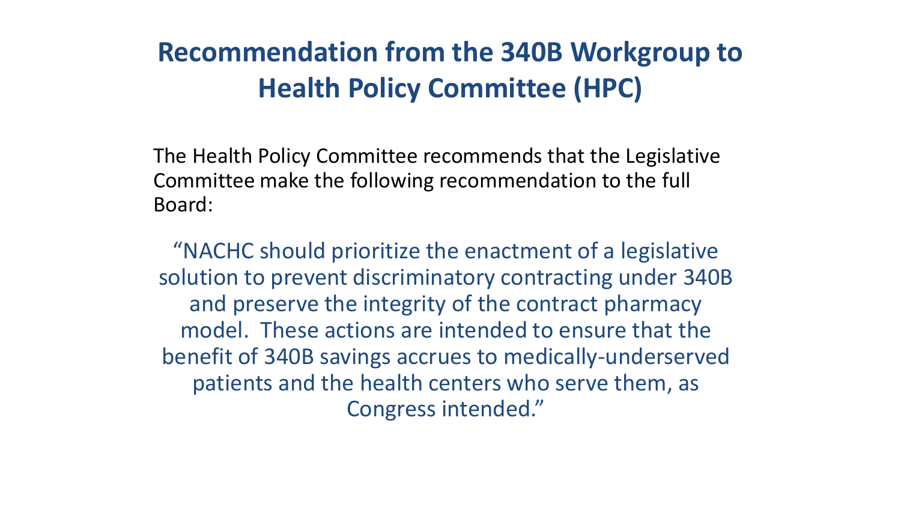# Recommendation from the 340B Workgroup to Health Policy Committee (HPC)

The Health Policy Committee recommends that the Legislative Committee make the following recommendation to the full Board:

> "NACHC should prioritize the enactment of a legislative solution to prevent discriminatory contracting under 340B and preserve the integrity of the contract pharmacy model. These actions are intended to ensure that the benefit of 340B savings accrues to medically-underserved patients and the health centers who serve them, as Congress intended."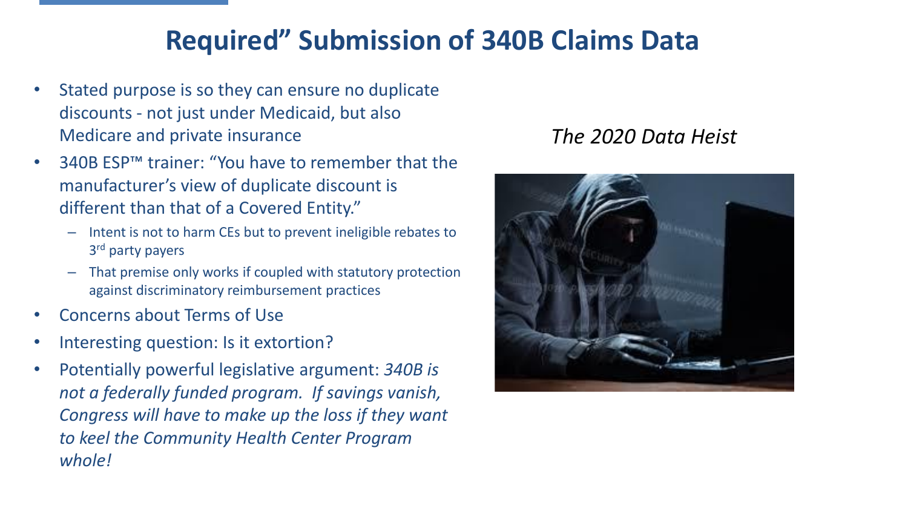# Required" Submission of 340B Claims Data

- Stated purpose is so they can ensure no duplicate discounts - not just under Medicaid, but also Medicare and private insurance
- 340B ESP™ trainer: "You have to remember that the manufacturer's view of duplicate discount is different than that of a Covered Entity."
  - Intent is not to harm CEs but to prevent ineligible rebates to 3rd party payers
  - That premise only works if coupled with statutory protection against discriminatory reimbursement practices
- Concerns about Terms of Use
- Interesting question: Is it extortion?
- Potentially powerful legislative argument: *340B is not a federally funded program. If savings vanish, Congress will have to make up the loss if they want to keel the Community Health Center Program whole!*

*The 2020 Data Heist*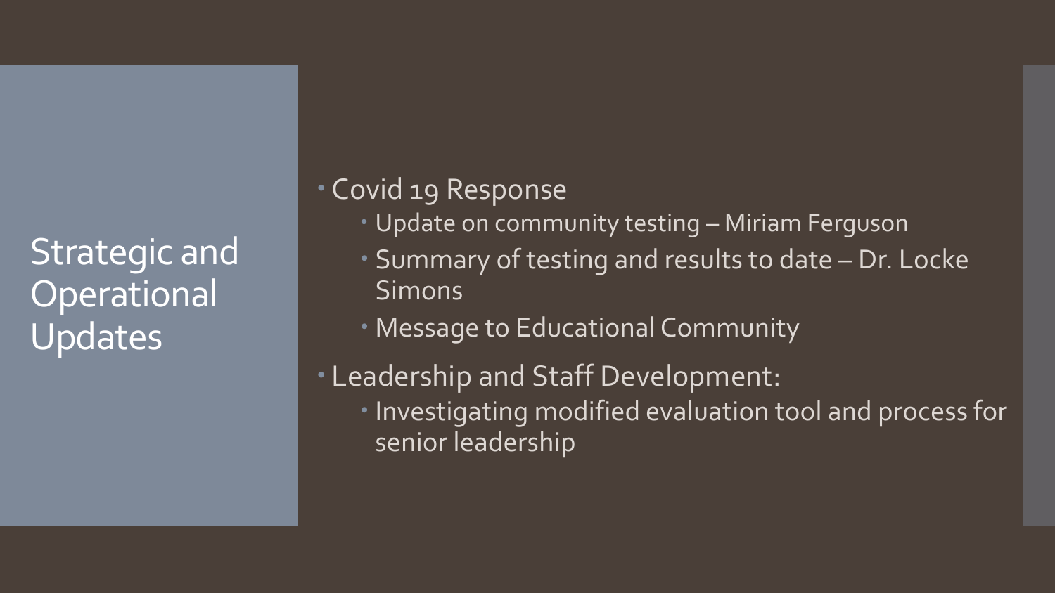# Strategic and Operational Updates

- Covid 19 Response
  - Update on community testing – Miriam Ferguson
  - Summary of testing and results to date – Dr. Locke Simons
  - Message to Educational Community
- Leadership and Staff Development:
  - Investigating modified evaluation tool and process for senior leadership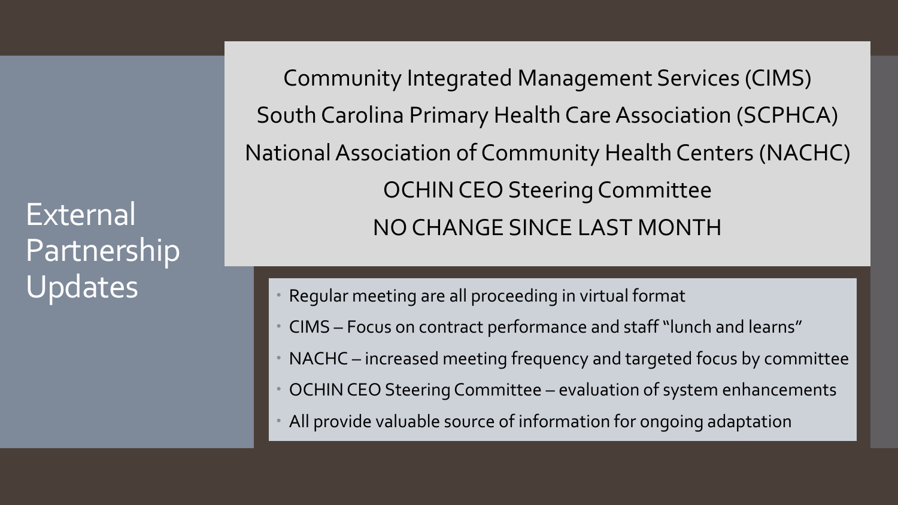# External Partnership Updates

Community Integrated Management Services (CIMS)

South Carolina Primary Health Care Association (SCPHCA)

National Association of Community Health Centers (NACHC)

OCHIN CEO Steering Committee

NO CHANGE SINCE LAST MONTH

- Regular meeting are all proceeding in virtual format
- CIMS – Focus on contract performance and staff "lunch and learns"
- NACHC – increased meeting frequency and targeted focus by committee
- OCHIN CEO Steering Committee – evaluation of system enhancements
- All provide valuable source of information for ongoing adaptation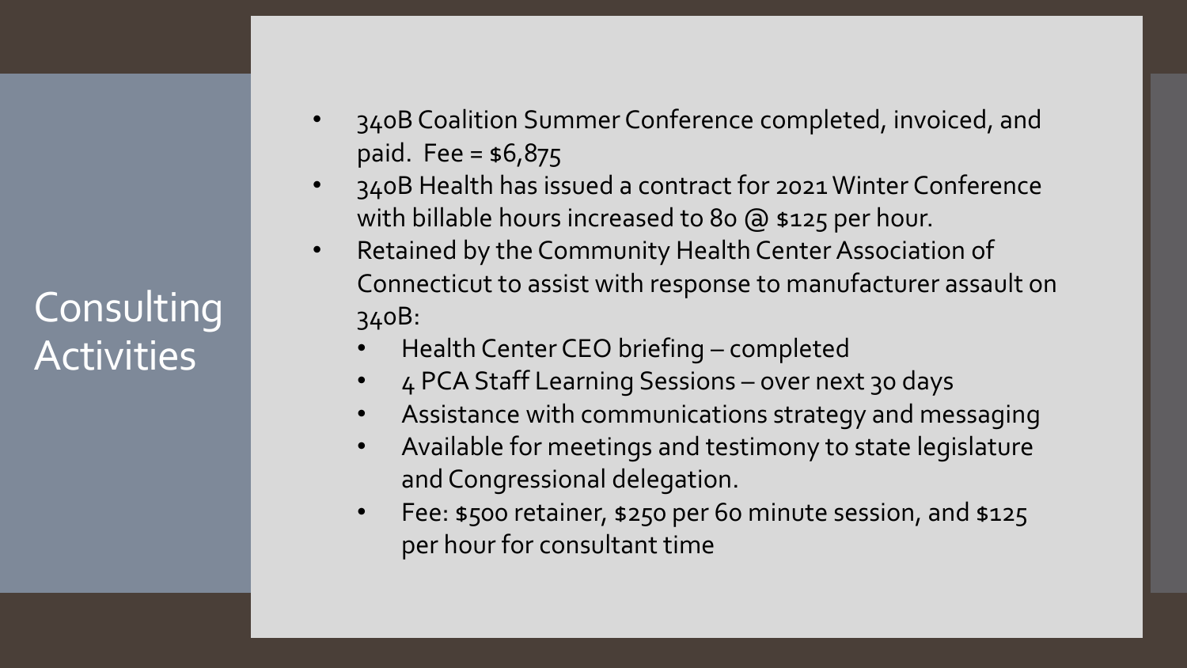# Consulting Activities

- 340B Coalition Summer Conference completed, invoiced, and paid. Fee = $6,875
- 340B Health has issued a contract for 2021 Winter Conference with billable hours increased to 80 @ $125 per hour.
- Retained by the Community Health Center Association of Connecticut to assist with response to manufacturer assault on 340B:
  - Health Center CEO briefing – completed
  - 4 PCA Staff Learning Sessions – over next 30 days
  - Assistance with communications strategy and messaging
  - Available for meetings and testimony to state legislature and Congressional delegation.
  - Fee: $500 retainer, $250 per 60 minute session, and $125 per hour for consultant time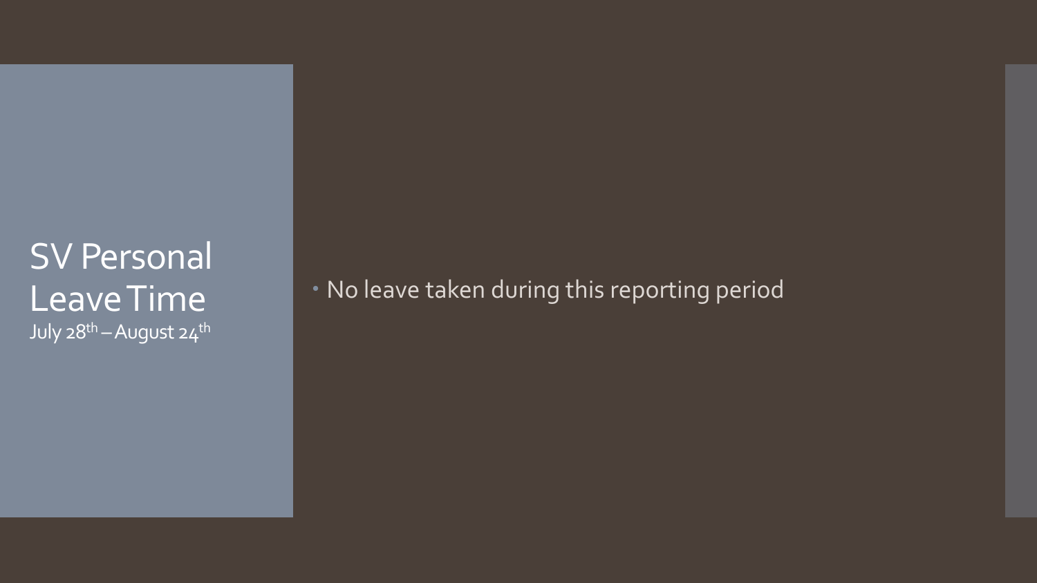# SV Personal Leave Time

July 28th – August 24th

- No leave taken during this reporting period